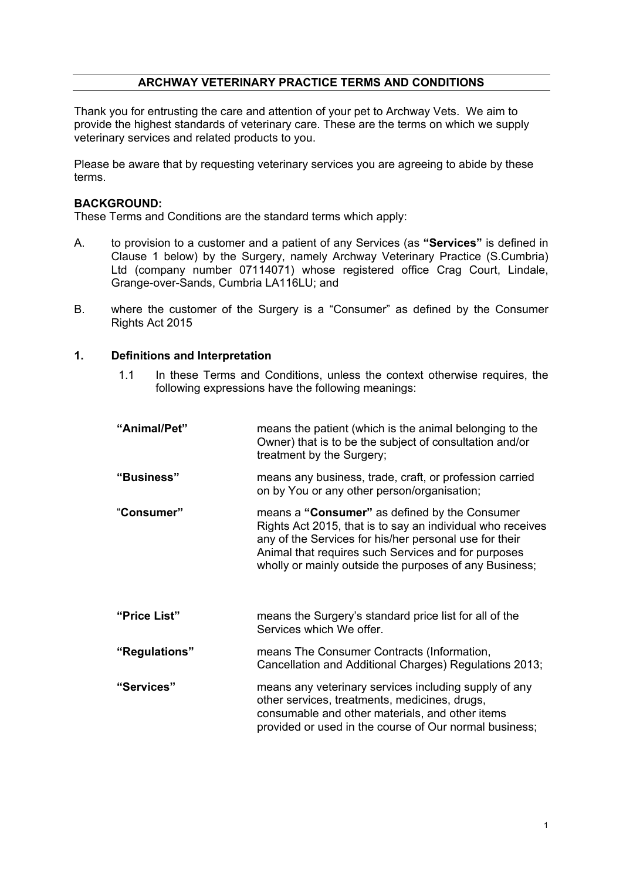# ARCHWAY VETERINARY PRACTICE TERMS AND CONDITIONS

Thank you for entrusting the care and attention of your pet to Archway Vets. We aim to provide the highest standards of veterinary care. These are the terms on which we supply veterinary services and related products to you.

Please be aware that by requesting veterinary services you are agreeing to abide by these terms.

**BACKGROUND:**

These Terms and Conditions are the standard terms which apply:

A. to provision to a customer and a patient of any Services (as **"Services"** is defined in Clause 1 below) by the Surgery, namely Archway Veterinary Practice (S.Cumbria) Ltd (company number 07114071) whose registered office Crag Court, Lindale, Grange-over-Sands, Cumbria LA116LU; and

B. where the customer of the Surgery is a "Consumer" as defined by the Consumer Rights Act 2015

## 1. Definitions and Interpretation

1.1 In these Terms and Conditions, unless the context otherwise requires, the following expressions have the following meanings:

| | |
|---|---|
| **"Animal/Pet"** | means the patient (which is the animal belonging to the Owner) that is to be the subject of consultation and/or treatment by the Surgery; |
| **"Business"** | means any business, trade, craft, or profession carried on by You or any other person/organisation; |
| "**Consumer"** | means a **"Consumer"** as defined by the Consumer Rights Act 2015, that is to say an individual who receives any of the Services for his/her personal use for their Animal that requires such Services and for purposes wholly or mainly outside the purposes of any Business; |
| **"Price List"** | means the Surgery's standard price list for all of the Services which We offer. |
| **"Regulations"** | means The Consumer Contracts (Information, Cancellation and Additional Charges) Regulations 2013; |
| **"Services"** | means any veterinary services including supply of any other services, treatments, medicines, drugs, consumable and other materials, and other items provided or used in the course of Our normal business; |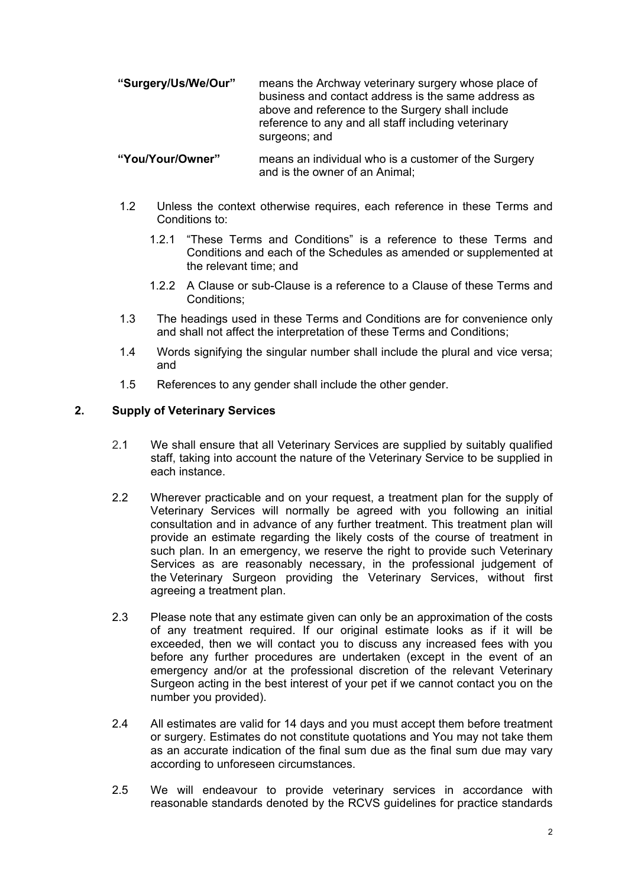**"Surgery/Us/We/Our"** means the Archway veterinary surgery whose place of business and contact address is the same address as above and reference to the Surgery shall include reference to any and all staff including veterinary surgeons; and

**"You/Your/Owner"** means an individual who is a customer of the Surgery and is the owner of an Animal;

1.2 Unless the context otherwise requires, each reference in these Terms and Conditions to:

1.2.1 "These Terms and Conditions" is a reference to these Terms and Conditions and each of the Schedules as amended or supplemented at the relevant time; and

1.2.2 A Clause or sub-Clause is a reference to a Clause of these Terms and Conditions;

1.3 The headings used in these Terms and Conditions are for convenience only and shall not affect the interpretation of these Terms and Conditions;

1.4 Words signifying the singular number shall include the plural and vice versa; and

1.5 References to any gender shall include the other gender.

## 2. Supply of Veterinary Services

2.1 We shall ensure that all Veterinary Services are supplied by suitably qualified staff, taking into account the nature of the Veterinary Service to be supplied in each instance.

2.2 Wherever practicable and on your request, a treatment plan for the supply of Veterinary Services will normally be agreed with you following an initial consultation and in advance of any further treatment. This treatment plan will provide an estimate regarding the likely costs of the course of treatment in such plan. In an emergency, we reserve the right to provide such Veterinary Services as are reasonably necessary, in the professional judgement of the Veterinary Surgeon providing the Veterinary Services, without first agreeing a treatment plan.

2.3 Please note that any estimate given can only be an approximation of the costs of any treatment required. If our original estimate looks as if it will be exceeded, then we will contact you to discuss any increased fees with you before any further procedures are undertaken (except in the event of an emergency and/or at the professional discretion of the relevant Veterinary Surgeon acting in the best interest of your pet if we cannot contact you on the number you provided).

2.4 All estimates are valid for 14 days and you must accept them before treatment or surgery. Estimates do not constitute quotations and You may not take them as an accurate indication of the final sum due as the final sum due may vary according to unforeseen circumstances.

2.5 We will endeavour to provide veterinary services in accordance with reasonable standards denoted by the RCVS guidelines for practice standards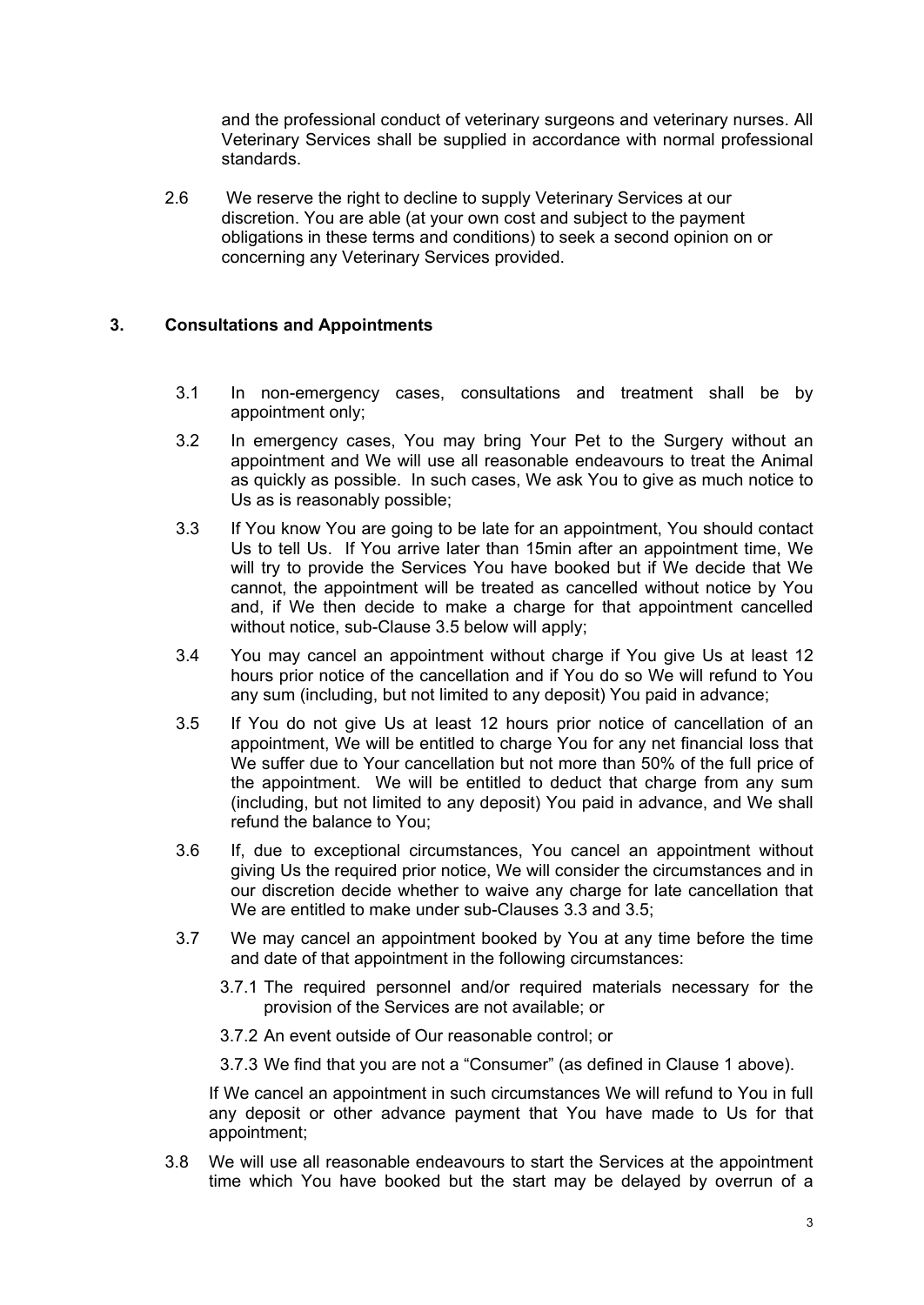and the professional conduct of veterinary surgeons and veterinary nurses. All Veterinary Services shall be supplied in accordance with normal professional standards.

2.6 We reserve the right to decline to supply Veterinary Services at our discretion. You are able (at your own cost and subject to the payment obligations in these terms and conditions) to seek a second opinion on or concerning any Veterinary Services provided.

## 3. Consultations and Appointments

3.1 In non-emergency cases, consultations and treatment shall be by appointment only;

3.2 In emergency cases, You may bring Your Pet to the Surgery without an appointment and We will use all reasonable endeavours to treat the Animal as quickly as possible. In such cases, We ask You to give as much notice to Us as is reasonably possible;

3.3 If You know You are going to be late for an appointment, You should contact Us to tell Us. If You arrive later than 15min after an appointment time, We will try to provide the Services You have booked but if We decide that We cannot, the appointment will be treated as cancelled without notice by You and, if We then decide to make a charge for that appointment cancelled without notice, sub-Clause 3.5 below will apply;

3.4 You may cancel an appointment without charge if You give Us at least 12 hours prior notice of the cancellation and if You do so We will refund to You any sum (including, but not limited to any deposit) You paid in advance;

3.5 If You do not give Us at least 12 hours prior notice of cancellation of an appointment, We will be entitled to charge You for any net financial loss that We suffer due to Your cancellation but not more than 50% of the full price of the appointment. We will be entitled to deduct that charge from any sum (including, but not limited to any deposit) You paid in advance, and We shall refund the balance to You;

3.6 If, due to exceptional circumstances, You cancel an appointment without giving Us the required prior notice, We will consider the circumstances and in our discretion decide whether to waive any charge for late cancellation that We are entitled to make under sub-Clauses 3.3 and 3.5;

3.7 We may cancel an appointment booked by You at any time before the time and date of that appointment in the following circumstances:

3.7.1 The required personnel and/or required materials necessary for the provision of the Services are not available; or

3.7.2 An event outside of Our reasonable control; or

3.7.3 We find that you are not a "Consumer" (as defined in Clause 1 above).

If We cancel an appointment in such circumstances We will refund to You in full any deposit or other advance payment that You have made to Us for that appointment;

3.8 We will use all reasonable endeavours to start the Services at the appointment time which You have booked but the start may be delayed by overrun of a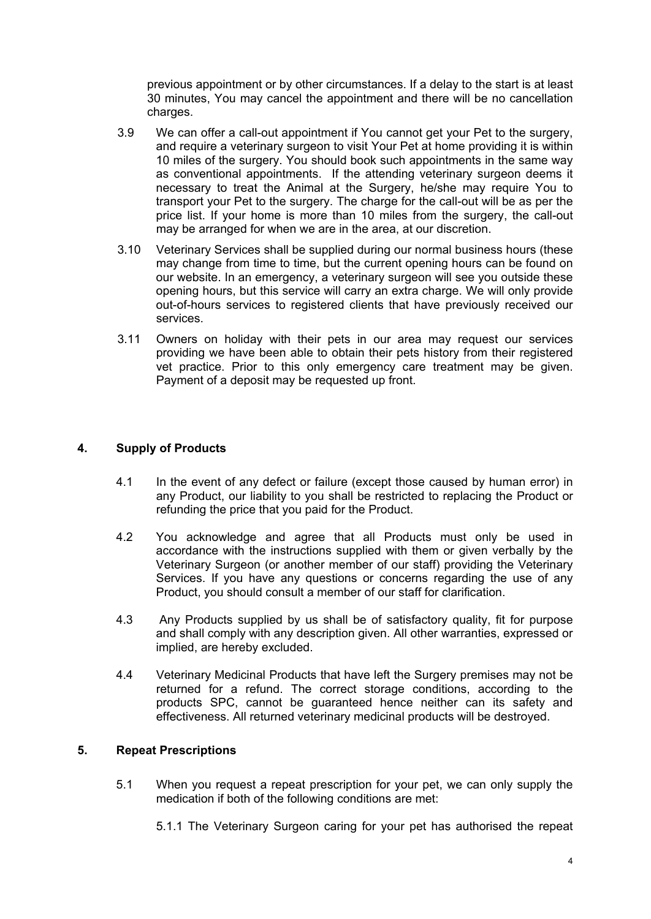previous appointment or by other circumstances. If a delay to the start is at least 30 minutes, You may cancel the appointment and there will be no cancellation charges.

3.9 We can offer a call-out appointment if You cannot get your Pet to the surgery, and require a veterinary surgeon to visit Your Pet at home providing it is within 10 miles of the surgery. You should book such appointments in the same way as conventional appointments. If the attending veterinary surgeon deems it necessary to treat the Animal at the Surgery, he/she may require You to transport your Pet to the surgery. The charge for the call-out will be as per the price list. If your home is more than 10 miles from the surgery, the call-out may be arranged for when we are in the area, at our discretion.

3.10 Veterinary Services shall be supplied during our normal business hours (these may change from time to time, but the current opening hours can be found on our website. In an emergency, a veterinary surgeon will see you outside these opening hours, but this service will carry an extra charge. We will only provide out-of-hours services to registered clients that have previously received our services.

3.11 Owners on holiday with their pets in our area may request our services providing we have been able to obtain their pets history from their registered vet practice. Prior to this only emergency care treatment may be given. Payment of a deposit may be requested up front.

## 4. Supply of Products

4.1 In the event of any defect or failure (except those caused by human error) in any Product, our liability to you shall be restricted to replacing the Product or refunding the price that you paid for the Product.

4.2 You acknowledge and agree that all Products must only be used in accordance with the instructions supplied with them or given verbally by the Veterinary Surgeon (or another member of our staff) providing the Veterinary Services. If you have any questions or concerns regarding the use of any Product, you should consult a member of our staff for clarification.

4.3 Any Products supplied by us shall be of satisfactory quality, fit for purpose and shall comply with any description given. All other warranties, expressed or implied, are hereby excluded.

4.4 Veterinary Medicinal Products that have left the Surgery premises may not be returned for a refund. The correct storage conditions, according to the products SPC, cannot be guaranteed hence neither can its safety and effectiveness. All returned veterinary medicinal products will be destroyed.

## 5. Repeat Prescriptions

5.1 When you request a repeat prescription for your pet, we can only supply the medication if both of the following conditions are met:

5.1.1 The Veterinary Surgeon caring for your pet has authorised the repeat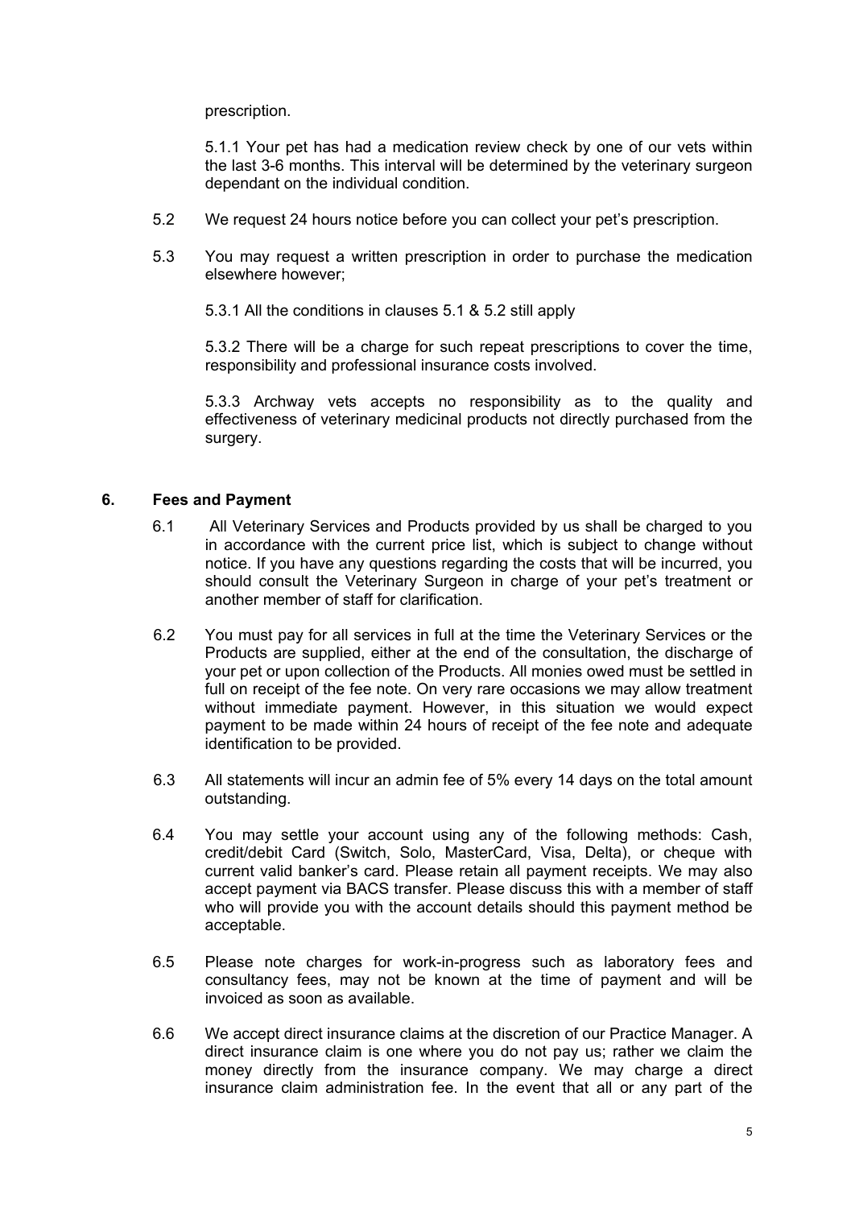prescription.

5.1.1 Your pet has had a medication review check by one of our vets within the last 3-6 months. This interval will be determined by the veterinary surgeon dependant on the individual condition.

5.2 We request 24 hours notice before you can collect your pet's prescription.

5.3 You may request a written prescription in order to purchase the medication elsewhere however;

5.3.1 All the conditions in clauses 5.1 & 5.2 still apply

5.3.2 There will be a charge for such repeat prescriptions to cover the time, responsibility and professional insurance costs involved.

5.3.3 Archway vets accepts no responsibility as to the quality and effectiveness of veterinary medicinal products not directly purchased from the surgery.

## 6. Fees and Payment

6.1 All Veterinary Services and Products provided by us shall be charged to you in accordance with the current price list, which is subject to change without notice. If you have any questions regarding the costs that will be incurred, you should consult the Veterinary Surgeon in charge of your pet's treatment or another member of staff for clarification.

6.2 You must pay for all services in full at the time the Veterinary Services or the Products are supplied, either at the end of the consultation, the discharge of your pet or upon collection of the Products. All monies owed must be settled in full on receipt of the fee note. On very rare occasions we may allow treatment without immediate payment. However, in this situation we would expect payment to be made within 24 hours of receipt of the fee note and adequate identification to be provided.

6.3 All statements will incur an admin fee of 5% every 14 days on the total amount outstanding.

6.4 You may settle your account using any of the following methods: Cash, credit/debit Card (Switch, Solo, MasterCard, Visa, Delta), or cheque with current valid banker's card. Please retain all payment receipts. We may also accept payment via BACS transfer. Please discuss this with a member of staff who will provide you with the account details should this payment method be acceptable.

6.5 Please note charges for work-in-progress such as laboratory fees and consultancy fees, may not be known at the time of payment and will be invoiced as soon as available.

6.6 We accept direct insurance claims at the discretion of our Practice Manager. A direct insurance claim is one where you do not pay us; rather we claim the money directly from the insurance company. We may charge a direct insurance claim administration fee. In the event that all or any part of the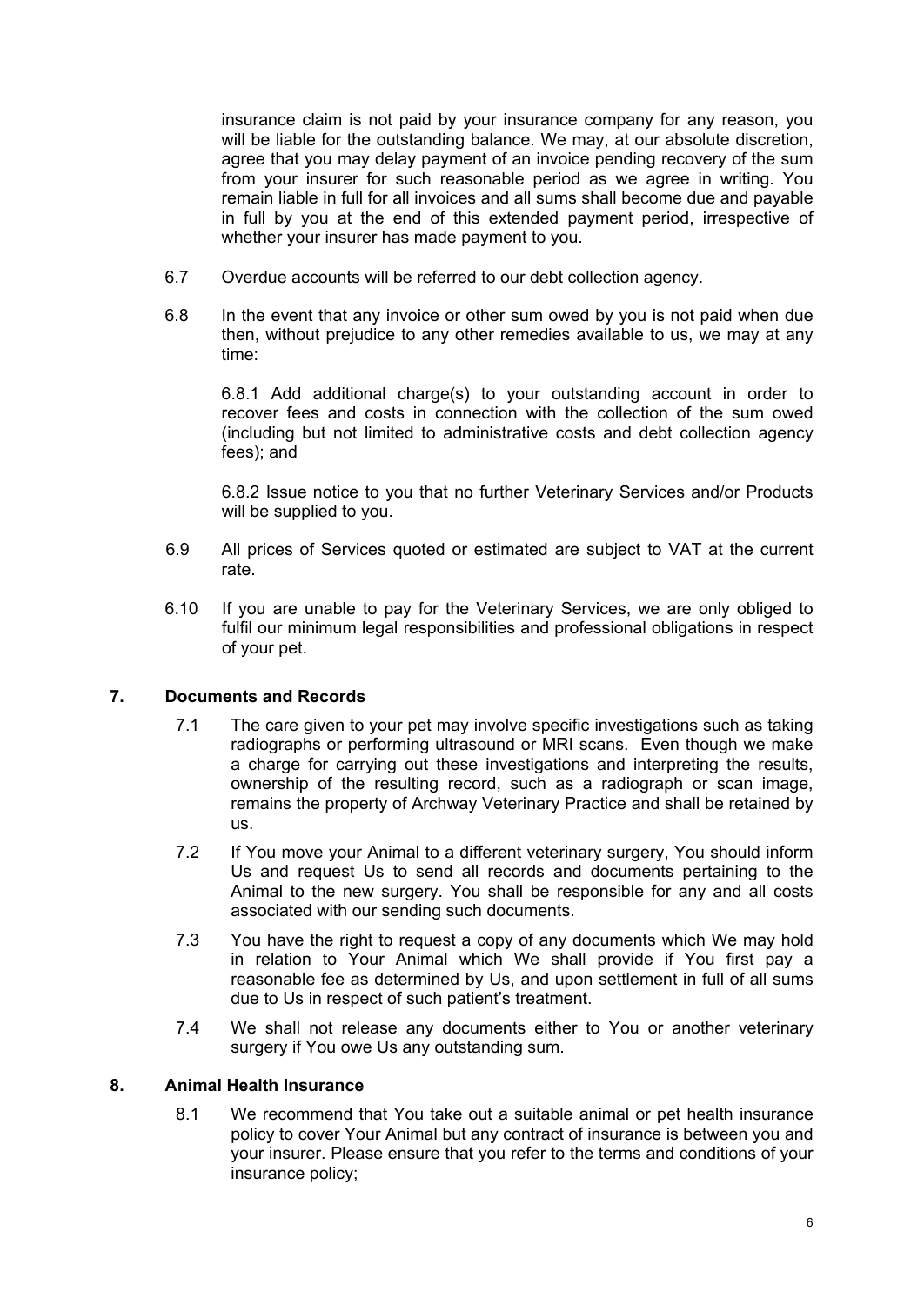insurance claim is not paid by your insurance company for any reason, you will be liable for the outstanding balance. We may, at our absolute discretion, agree that you may delay payment of an invoice pending recovery of the sum from your insurer for such reasonable period as we agree in writing. You remain liable in full for all invoices and all sums shall become due and payable in full by you at the end of this extended payment period, irrespective of whether your insurer has made payment to you.

6.7 Overdue accounts will be referred to our debt collection agency.

6.8 In the event that any invoice or other sum owed by you is not paid when due then, without prejudice to any other remedies available to us, we may at any time:

6.8.1 Add additional charge(s) to your outstanding account in order to recover fees and costs in connection with the collection of the sum owed (including but not limited to administrative costs and debt collection agency fees); and

6.8.2 Issue notice to you that no further Veterinary Services and/or Products will be supplied to you.

6.9 All prices of Services quoted or estimated are subject to VAT at the current rate.

6.10 If you are unable to pay for the Veterinary Services, we are only obliged to fulfil our minimum legal responsibilities and professional obligations in respect of your pet.

## 7. Documents and Records

7.1 The care given to your pet may involve specific investigations such as taking radiographs or performing ultrasound or MRI scans. Even though we make a charge for carrying out these investigations and interpreting the results, ownership of the resulting record, such as a radiograph or scan image, remains the property of Archway Veterinary Practice and shall be retained by us.

7.2 If You move your Animal to a different veterinary surgery, You should inform Us and request Us to send all records and documents pertaining to the Animal to the new surgery. You shall be responsible for any and all costs associated with our sending such documents.

7.3 You have the right to request a copy of any documents which We may hold in relation to Your Animal which We shall provide if You first pay a reasonable fee as determined by Us, and upon settlement in full of all sums due to Us in respect of such patient's treatment.

7.4 We shall not release any documents either to You or another veterinary surgery if You owe Us any outstanding sum.

## 8. Animal Health Insurance

8.1 We recommend that You take out a suitable animal or pet health insurance policy to cover Your Animal but any contract of insurance is between you and your insurer. Please ensure that you refer to the terms and conditions of your insurance policy;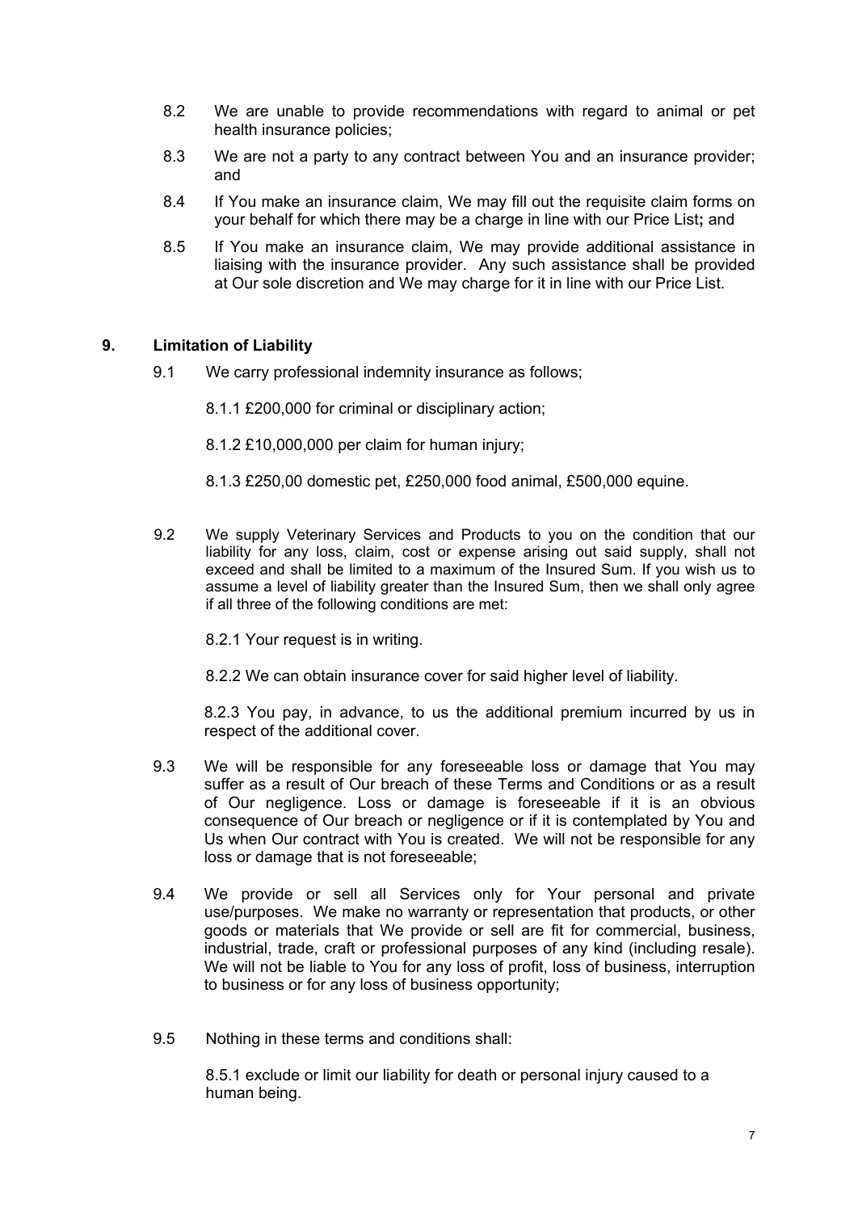8.2 We are unable to provide recommendations with regard to animal or pet health insurance policies;

8.3 We are not a party to any contract between You and an insurance provider; and

8.4 If You make an insurance claim, We may fill out the requisite claim forms on your behalf for which there may be a charge in line with our Price List**;** and

8.5 If You make an insurance claim, We may provide additional assistance in liaising with the insurance provider. Any such assistance shall be provided at Our sole discretion and We may charge for it in line with our Price List.

## 9. Limitation of Liability

9.1 We carry professional indemnity insurance as follows;

8.1.1 £200,000 for criminal or disciplinary action;

8.1.2 £10,000,000 per claim for human injury;

8.1.3 £250,00 domestic pet, £250,000 food animal, £500,000 equine.

9.2 We supply Veterinary Services and Products to you on the condition that our liability for any loss, claim, cost or expense arising out said supply, shall not exceed and shall be limited to a maximum of the Insured Sum. If you wish us to assume a level of liability greater than the Insured Sum, then we shall only agree if all three of the following conditions are met:

8.2.1 Your request is in writing.

8.2.2 We can obtain insurance cover for said higher level of liability.

8.2.3 You pay, in advance, to us the additional premium incurred by us in respect of the additional cover.

9.3 We will be responsible for any foreseeable loss or damage that You may suffer as a result of Our breach of these Terms and Conditions or as a result of Our negligence. Loss or damage is foreseeable if it is an obvious consequence of Our breach or negligence or if it is contemplated by You and Us when Our contract with You is created. We will not be responsible for any loss or damage that is not foreseeable;

9.4 We provide or sell all Services only for Your personal and private use/purposes. We make no warranty or representation that products, or other goods or materials that We provide or sell are fit for commercial, business, industrial, trade, craft or professional purposes of any kind (including resale). We will not be liable to You for any loss of profit, loss of business, interruption to business or for any loss of business opportunity;

9.5 Nothing in these terms and conditions shall:

8.5.1 exclude or limit our liability for death or personal injury caused to a human being.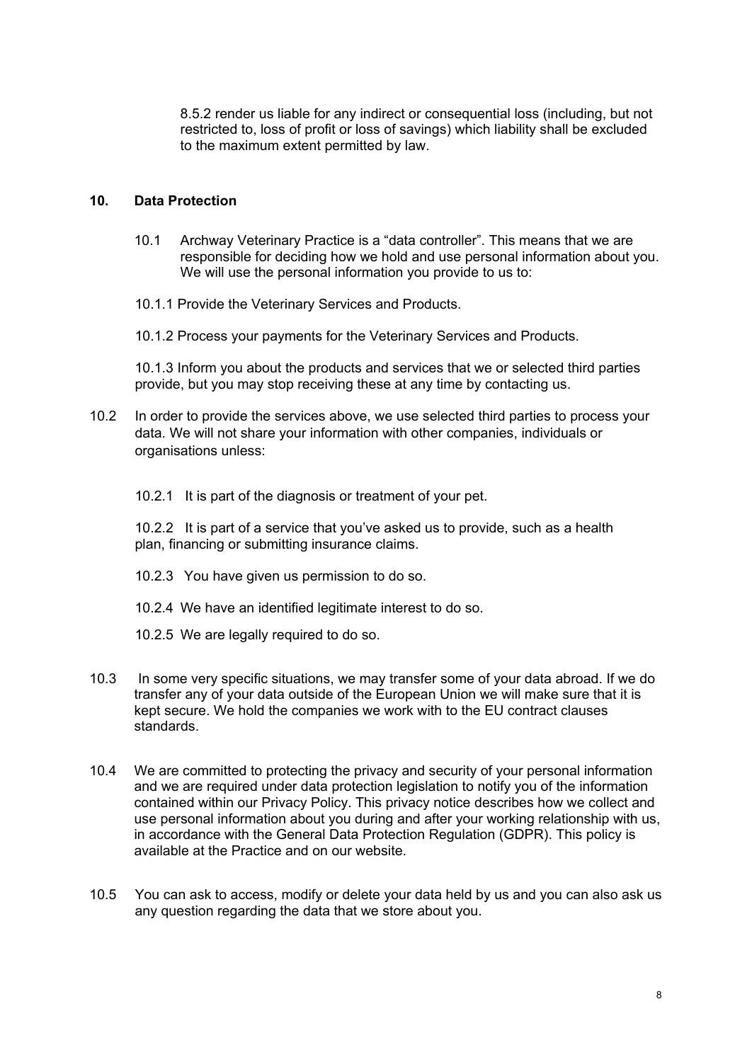8.5.2 render us liable for any indirect or consequential loss (including, but not restricted to, loss of profit or loss of savings) which liability shall be excluded to the maximum extent permitted by law.

## 10. Data Protection

10.1 Archway Veterinary Practice is a “data controller”. This means that we are responsible for deciding how we hold and use personal information about you. We will use the personal information you provide to us to:

10.1.1 Provide the Veterinary Services and Products.

10.1.2 Process your payments for the Veterinary Services and Products.

10.1.3 Inform you about the products and services that we or selected third parties provide, but you may stop receiving these at any time by contacting us.

10.2 In order to provide the services above, we use selected third parties to process your data. We will not share your information with other companies, individuals or organisations unless:

10.2.1 It is part of the diagnosis or treatment of your pet.

10.2.2 It is part of a service that you’ve asked us to provide, such as a health plan, financing or submitting insurance claims.

10.2.3 You have given us permission to do so.

10.2.4 We have an identified legitimate interest to do so.

10.2.5 We are legally required to do so.

10.3 In some very specific situations, we may transfer some of your data abroad. If we do transfer any of your data outside of the European Union we will make sure that it is kept secure. We hold the companies we work with to the EU contract clauses standards.

10.4 We are committed to protecting the privacy and security of your personal information and we are required under data protection legislation to notify you of the information contained within our Privacy Policy. This privacy notice describes how we collect and use personal information about you during and after your working relationship with us, in accordance with the General Data Protection Regulation (GDPR). This policy is available at the Practice and on our website.

10.5 You can ask to access, modify or delete your data held by us and you can also ask us any question regarding the data that we store about you.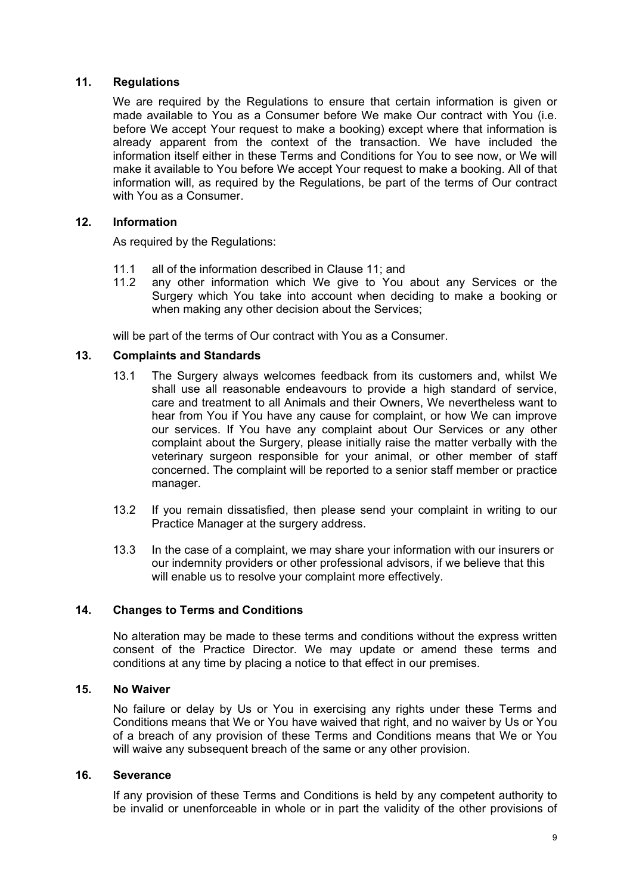## 11. Regulations

We are required by the Regulations to ensure that certain information is given or made available to You as a Consumer before We make Our contract with You (i.e. before We accept Your request to make a booking) except where that information is already apparent from the context of the transaction. We have included the information itself either in these Terms and Conditions for You to see now, or We will make it available to You before We accept Your request to make a booking. All of that information will, as required by the Regulations, be part of the terms of Our contract with You as a Consumer.

## 12. Information

As required by the Regulations:

11.1 all of the information described in Clause 11; and

11.2 any other information which We give to You about any Services or the Surgery which You take into account when deciding to make a booking or when making any other decision about the Services;

will be part of the terms of Our contract with You as a Consumer.

## 13. Complaints and Standards

13.1 The Surgery always welcomes feedback from its customers and, whilst We shall use all reasonable endeavours to provide a high standard of service, care and treatment to all Animals and their Owners, We nevertheless want to hear from You if You have any cause for complaint, or how We can improve our services. If You have any complaint about Our Services or any other complaint about the Surgery, please initially raise the matter verbally with the veterinary surgeon responsible for your animal, or other member of staff concerned. The complaint will be reported to a senior staff member or practice manager.

13.2 If you remain dissatisfied, then please send your complaint in writing to our Practice Manager at the surgery address.

13.3 In the case of a complaint, we may share your information with our insurers or our indemnity providers or other professional advisors, if we believe that this will enable us to resolve your complaint more effectively.

## 14. Changes to Terms and Conditions

No alteration may be made to these terms and conditions without the express written consent of the Practice Director. We may update or amend these terms and conditions at any time by placing a notice to that effect in our premises.

## 15. No Waiver

No failure or delay by Us or You in exercising any rights under these Terms and Conditions means that We or You have waived that right, and no waiver by Us or You of a breach of any provision of these Terms and Conditions means that We or You will waive any subsequent breach of the same or any other provision.

## 16. Severance

If any provision of these Terms and Conditions is held by any competent authority to be invalid or unenforceable in whole or in part the validity of the other provisions of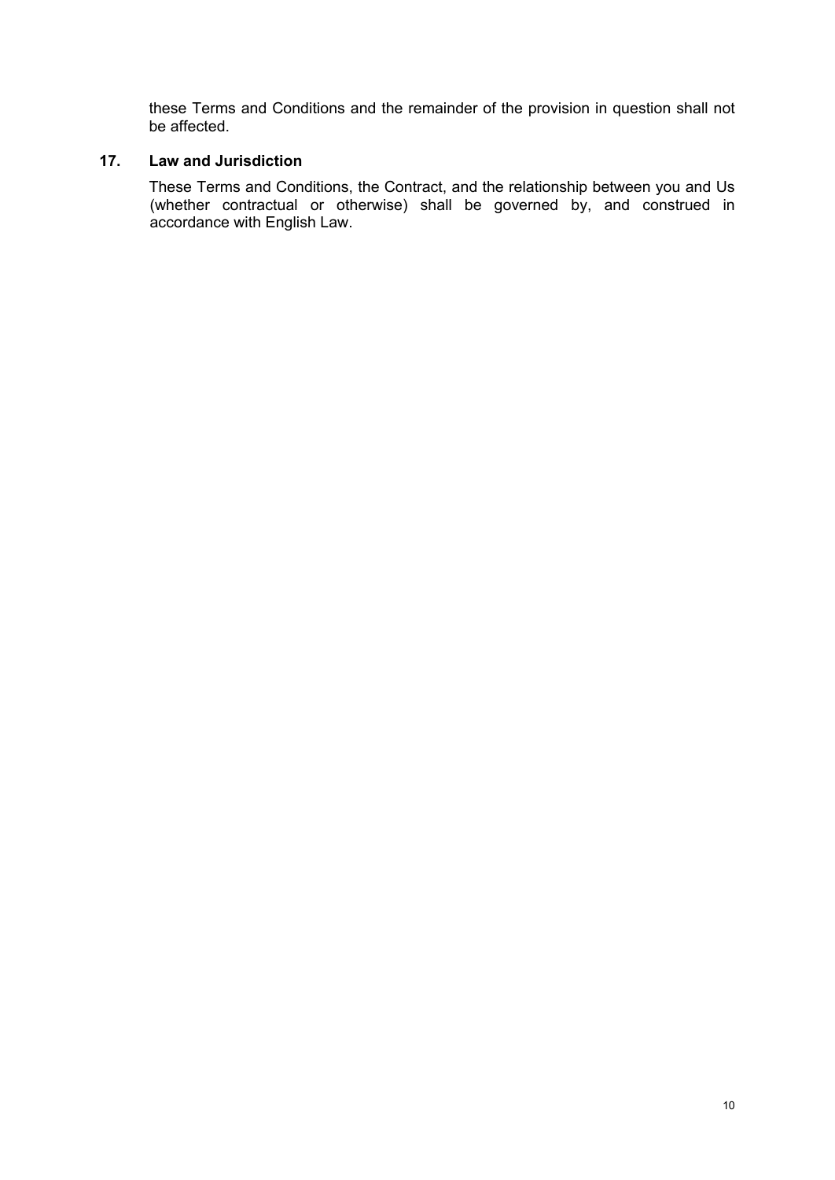these Terms and Conditions and the remainder of the provision in question shall not be affected.

## 17. Law and Jurisdiction

These Terms and Conditions, the Contract, and the relationship between you and Us (whether contractual or otherwise) shall be governed by, and construed in accordance with English Law.